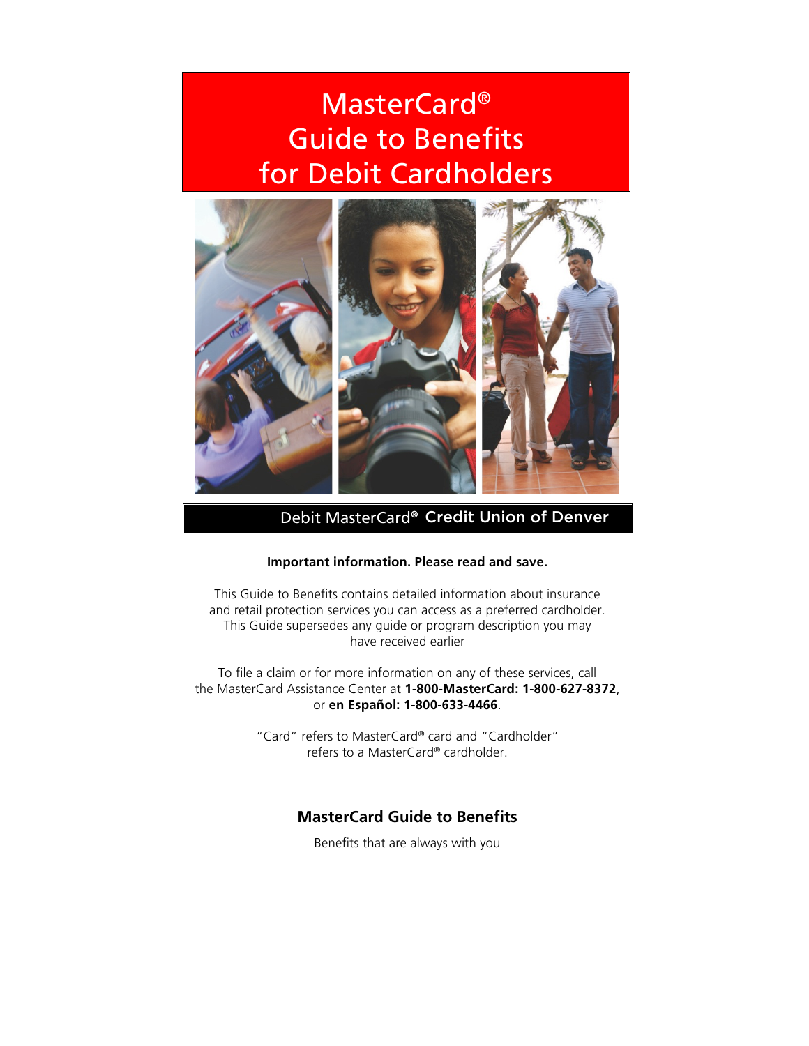# MasterCard®
# Guide to Benefits
# for Debit Cardholders

Debit MasterCard® **Credit Union of Denver**

**Important information. Please read and save.**

This Guide to Benefits contains detailed information about insurance and retail protection services you can access as a preferred cardholder. This Guide supersedes any guide or program description you may have received earlier

To file a claim or for more information on any of these services, call the MasterCard Assistance Center at **1-800-MasterCard: 1-800-627-8372**, or **en Español: 1-800-633-4466**.

"Card" refers to MasterCard® card and "Cardholder" refers to a MasterCard® cardholder.

## MasterCard Guide to Benefits

Benefits that are always with you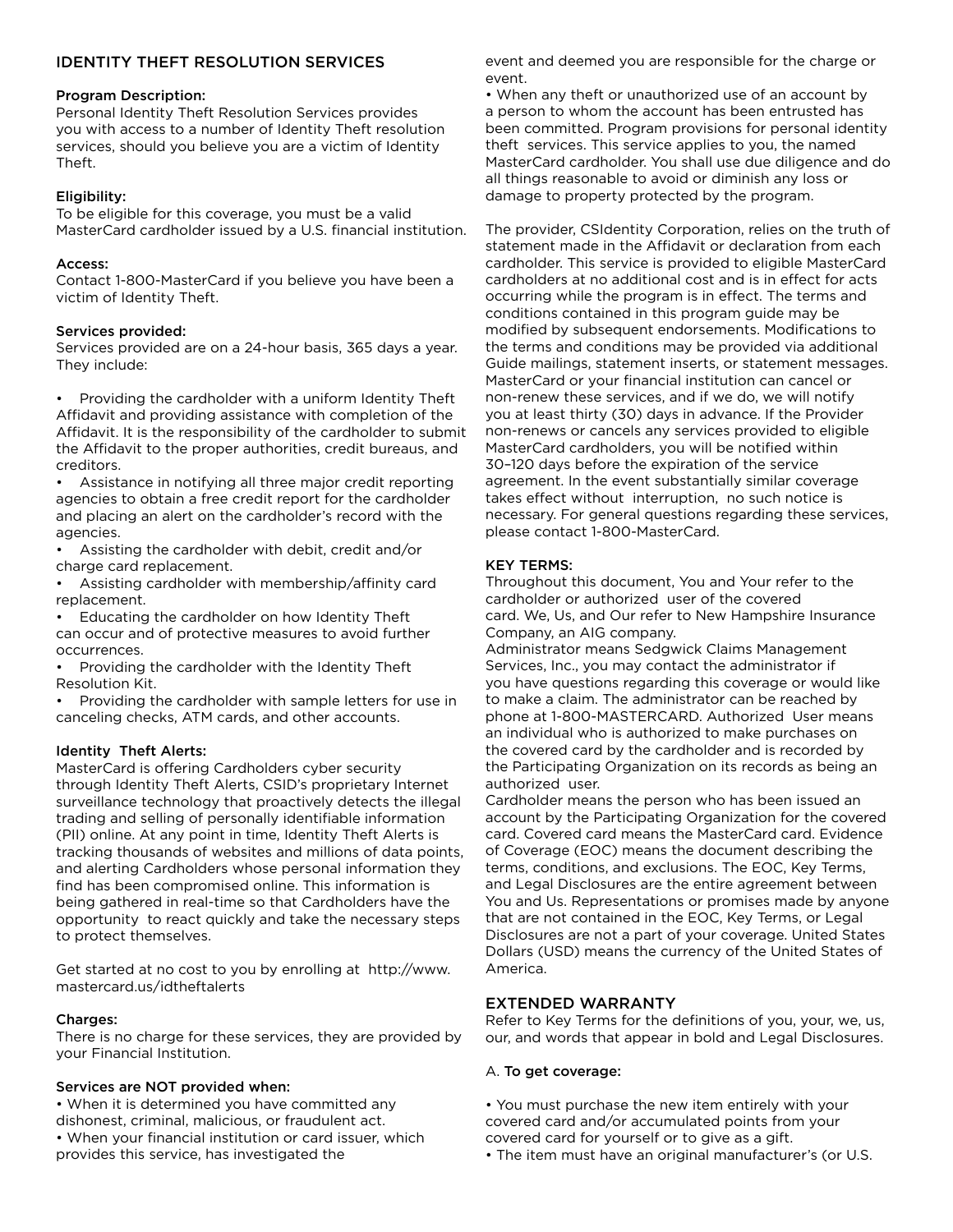## IDENTITY THEFT RESOLUTION SERVICES

### Program Description:

Personal Identity Theft Resolution Services provides you with access to a number of Identity Theft resolution services, should you believe you are a victim of Identity Theft.

### Eligibility:

To be eligible for this coverage, you must be a valid MasterCard cardholder issued by a U.S. financial institution.

### Access:

Contact 1-800-MasterCard if you believe you have been a victim of Identity Theft.

### Services provided:

Services provided are on a 24-hour basis, 365 days a year. They include:

- Providing the cardholder with a uniform Identity Theft Affidavit and providing assistance with completion of the Affidavit. It is the responsibility of the cardholder to submit the Affidavit to the proper authorities, credit bureaus, and creditors.
- Assistance in notifying all three major credit reporting agencies to obtain a free credit report for the cardholder and placing an alert on the cardholder's record with the agencies.
- Assisting the cardholder with debit, credit and/or charge card replacement.
- Assisting cardholder with membership/affinity card replacement.
- Educating the cardholder on how Identity Theft can occur and of protective measures to avoid further occurrences.
- Providing the cardholder with the Identity Theft Resolution Kit.
- Providing the cardholder with sample letters for use in canceling checks, ATM cards, and other accounts.

### Identity Theft Alerts:

MasterCard is offering Cardholders cyber security through Identity Theft Alerts, CSID's proprietary Internet surveillance technology that proactively detects the illegal trading and selling of personally identifiable information (PII) online. At any point in time, Identity Theft Alerts is tracking thousands of websites and millions of data points, and alerting Cardholders whose personal information they find has been compromised online. This information is being gathered in real-time so that Cardholders have the opportunity to react quickly and take the necessary steps to protect themselves.

Get started at no cost to you by enrolling at http://www.mastercard.us/idtheftalerts

### Charges:

There is no charge for these services, they are provided by your Financial Institution.

### Services are NOT provided when:

- When it is determined you have committed any dishonest, criminal, malicious, or fraudulent act.
- When your financial institution or card issuer, which provides this service, has investigated the event and deemed you are responsible for the charge or event.
- When any theft or unauthorized use of an account by a person to whom the account has been entrusted has been committed. Program provisions for personal identity theft services. This service applies to you, the named MasterCard cardholder. You shall use due diligence and do all things reasonable to avoid or diminish any loss or damage to property protected by the program.

The provider, CSIdentity Corporation, relies on the truth of statement made in the Affidavit or declaration from each cardholder. This service is provided to eligible MasterCard cardholders at no additional cost and is in effect for acts occurring while the program is in effect. The terms and conditions contained in this program guide may be modified by subsequent endorsements. Modifications to the terms and conditions may be provided via additional Guide mailings, statement inserts, or statement messages. MasterCard or your financial institution can cancel or non-renew these services, and if we do, we will notify you at least thirty (30) days in advance. If the Provider non-renews or cancels any services provided to eligible MasterCard cardholders, you will be notified within 30–120 days before the expiration of the service agreement. In the event substantially similar coverage takes effect without interruption, no such notice is necessary. For general questions regarding these services, please contact 1-800-MasterCard.

### KEY TERMS:

Throughout this document, You and Your refer to the cardholder or authorized user of the covered card. We, Us, and Our refer to New Hampshire Insurance Company, an AIG company.

Administrator means Sedgwick Claims Management Services, Inc., you may contact the administrator if you have questions regarding this coverage or would like to make a claim. The administrator can be reached by phone at 1-800-MASTERCARD. Authorized User means an individual who is authorized to make purchases on the covered card by the cardholder and is recorded by the Participating Organization on its records as being an authorized user.

Cardholder means the person who has been issued an account by the Participating Organization for the covered card. Covered card means the MasterCard card. Evidence of Coverage (EOC) means the document describing the terms, conditions, and exclusions. The EOC, Key Terms, and Legal Disclosures are the entire agreement between You and Us. Representations or promises made by anyone that are not contained in the EOC, Key Terms, or Legal Disclosures are not a part of your coverage. United States Dollars (USD) means the currency of the United States of America.

## EXTENDED WARRANTY

Refer to Key Terms for the definitions of you, your, we, us, our, and words that appear in bold and Legal Disclosures.

A. **To get coverage:**

- You must purchase the new item entirely with your covered card and/or accumulated points from your covered card for yourself or to give as a gift.
- The item must have an original manufacturer's (or U.S.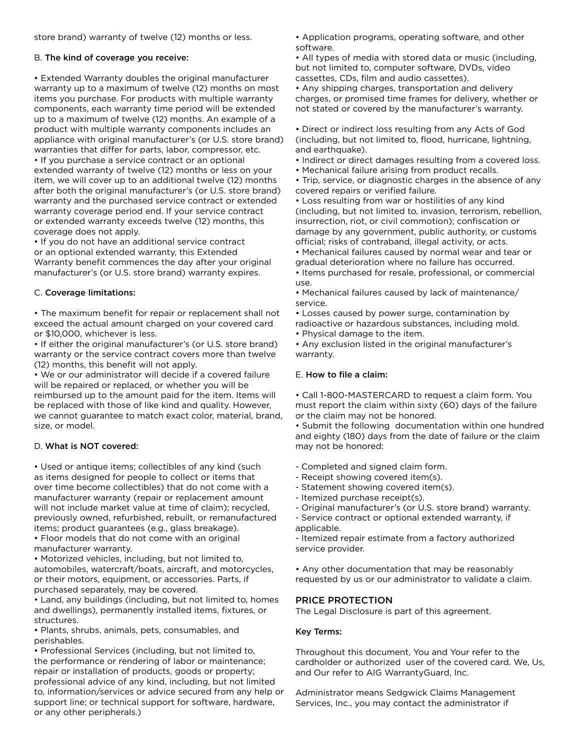store brand) warranty of twelve (12) months or less.

B. **The kind of coverage you receive:**

- Extended Warranty doubles the original manufacturer warranty up to a maximum of twelve (12) months on most items you purchase. For products with multiple warranty components, each warranty time period will be extended up to a maximum of twelve (12) months. An example of a product with multiple warranty components includes an appliance with original manufacturer's (or U.S. store brand) warranties that differ for parts, labor, compressor, etc.
- If you purchase a service contract or an optional extended warranty of twelve (12) months or less on your item, we will cover up to an additional twelve (12) months after both the original manufacturer's (or U.S. store brand) warranty and the purchased service contract or extended warranty coverage period end. If your service contract or extended warranty exceeds twelve (12) months, this coverage does not apply.
- If you do not have an additional service contract or an optional extended warranty, this Extended Warranty benefit commences the day after your original manufacturer's (or U.S. store brand) warranty expires.

C. **Coverage limitations:**

- The maximum benefit for repair or replacement shall not exceed the actual amount charged on your covered card or $10,000, whichever is less.
- If either the original manufacturer's (or U.S. store brand) warranty or the service contract covers more than twelve (12) months, this benefit will not apply.
- We or our administrator will decide if a covered failure will be repaired or replaced, or whether you will be reimbursed up to the amount paid for the item. Items will be replaced with those of like kind and quality. However, we cannot guarantee to match exact color, material, brand, size, or model.

D. **What is NOT covered:**

- Used or antique items; collectibles of any kind (such as items designed for people to collect or items that over time become collectibles) that do not come with a manufacturer warranty (repair or replacement amount will not include market value at time of claim); recycled, previously owned, refurbished, rebuilt, or remanufactured items; product guarantees (e.g., glass breakage).
- Floor models that do not come with an original manufacturer warranty.
- Motorized vehicles, including, but not limited to, automobiles, watercraft/boats, aircraft, and motorcycles, or their motors, equipment, or accessories. Parts, if purchased separately, may be covered.
- Land, any buildings (including, but not limited to, homes and dwellings), permanently installed items, fixtures, or structures.
- Plants, shrubs, animals, pets, consumables, and perishables.
- Professional Services (including, but not limited to, the performance or rendering of labor or maintenance; repair or installation of products, goods or property; professional advice of any kind, including, but not limited to, information/services or advice secured from any help or support line; or technical support for software, hardware, or any other peripherals.)
- Application programs, operating software, and other software.
- All types of media with stored data or music (including, but not limited to, computer software, DVDs, video cassettes, CDs, film and audio cassettes).
- Any shipping charges, transportation and delivery charges, or promised time frames for delivery, whether or not stated or covered by the manufacturer's warranty.

- Direct or indirect loss resulting from any Acts of God (including, but not limited to, flood, hurricane, lightning, and earthquake).
- Indirect or direct damages resulting from a covered loss.
- Mechanical failure arising from product recalls.
- Trip, service, or diagnostic charges in the absence of any covered repairs or verified failure.
- Loss resulting from war or hostilities of any kind (including, but not limited to, invasion, terrorism, rebellion, insurrection, riot, or civil commotion); confiscation or damage by any government, public authority, or customs official; risks of contraband, illegal activity, or acts.
- Mechanical failures caused by normal wear and tear or gradual deterioration where no failure has occurred.
- Items purchased for resale, professional, or commercial use.
- Mechanical failures caused by lack of maintenance/ service.
- Losses caused by power surge, contamination by radioactive or hazardous substances, including mold.
- Physical damage to the item.
- Any exclusion listed in the original manufacturer's warranty.

E. **How to file a claim:**

- Call 1-800-MASTERCARD to request a claim form. You must report the claim within sixty (60) days of the failure or the claim may not be honored.
- Submit the following documentation within one hundred and eighty (180) days from the date of failure or the claim may not be honored:

- Completed and signed claim form.
- Receipt showing covered item(s).
- Statement showing covered item(s).
- Itemized purchase receipt(s).
- Original manufacturer's (or U.S. store brand) warranty.
- Service contract or optional extended warranty, if applicable.
- Itemized repair estimate from a factory authorized service provider.

- Any other documentation that may be reasonably requested by us or our administrator to validate a claim.

## PRICE PROTECTION

The Legal Disclosure is part of this agreement.

**Key Terms:**

Throughout this document, You and Your refer to the cardholder or authorized user of the covered card. We, Us, and Our refer to AIG WarrantyGuard, Inc.

Administrator means Sedgwick Claims Management Services, Inc., you may contact the administrator if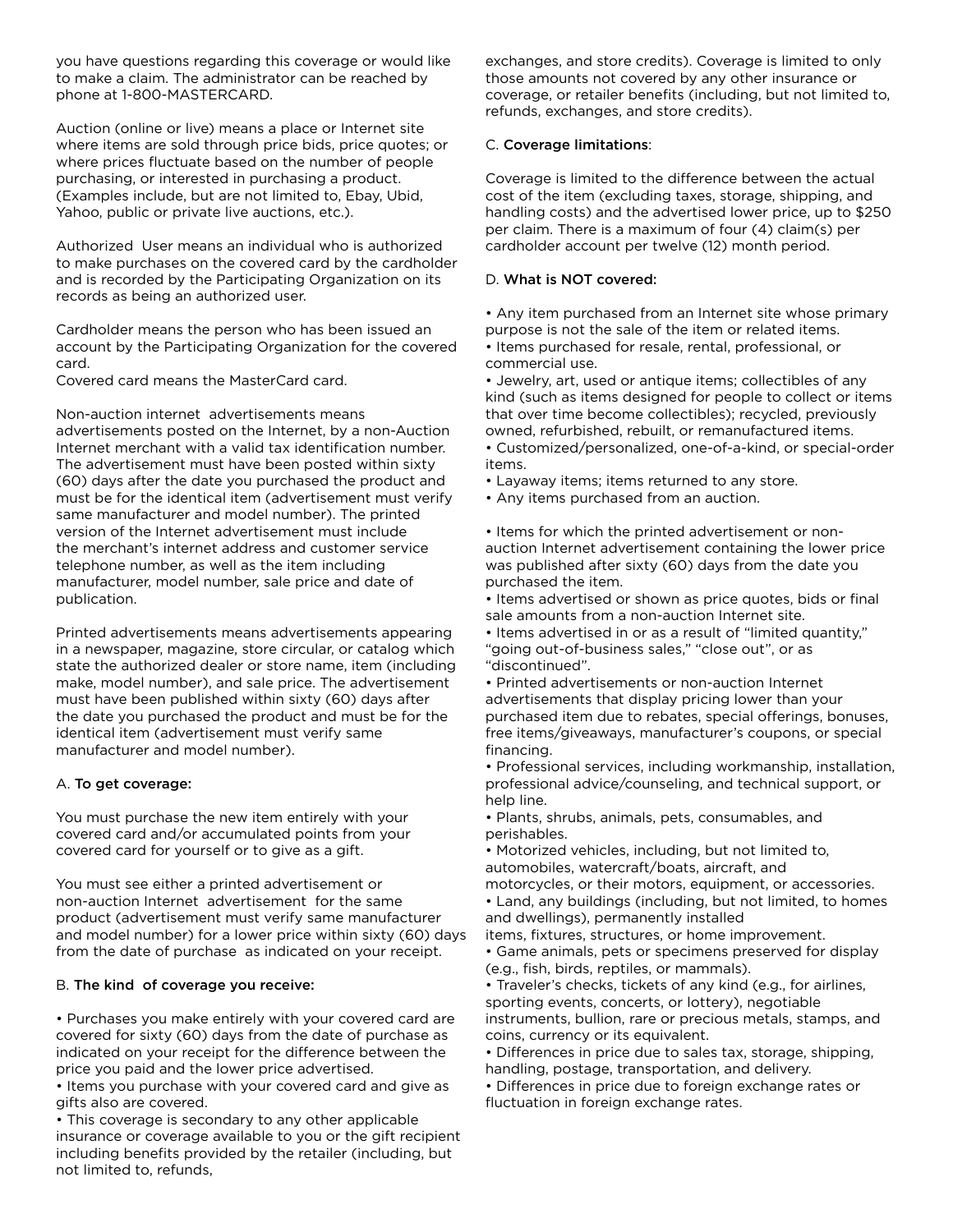you have questions regarding this coverage or would like to make a claim. The administrator can be reached by phone at 1-800-MASTERCARD.

Auction (online or live) means a place or Internet site where items are sold through price bids, price quotes; or where prices fluctuate based on the number of people purchasing, or interested in purchasing a product. (Examples include, but are not limited to, Ebay, Ubid, Yahoo, public or private live auctions, etc.).

Authorized User means an individual who is authorized to make purchases on the covered card by the cardholder and is recorded by the Participating Organization on its records as being an authorized user.

Cardholder means the person who has been issued an account by the Participating Organization for the covered card.
Covered card means the MasterCard card.

Non-auction internet advertisements means advertisements posted on the Internet, by a non-Auction Internet merchant with a valid tax identification number. The advertisement must have been posted within sixty (60) days after the date you purchased the product and must be for the identical item (advertisement must verify same manufacturer and model number). The printed version of the Internet advertisement must include the merchant's internet address and customer service telephone number, as well as the item including manufacturer, model number, sale price and date of publication.

Printed advertisements means advertisements appearing in a newspaper, magazine, store circular, or catalog which state the authorized dealer or store name, item (including make, model number), and sale price. The advertisement must have been published within sixty (60) days after the date you purchased the product and must be for the identical item (advertisement must verify same manufacturer and model number).

A. **To get coverage:**

You must purchase the new item entirely with your covered card and/or accumulated points from your covered card for yourself or to give as a gift.

You must see either a printed advertisement or non-auction Internet advertisement for the same product (advertisement must verify same manufacturer and model number) for a lower price within sixty (60) days from the date of purchase as indicated on your receipt.

B. **The kind of coverage you receive:**

- Purchases you make entirely with your covered card are covered for sixty (60) days from the date of purchase as indicated on your receipt for the difference between the price you paid and the lower price advertised.
- Items you purchase with your covered card and give as gifts also are covered.
- This coverage is secondary to any other applicable insurance or coverage available to you or the gift recipient including benefits provided by the retailer (including, but not limited to, refunds, exchanges, and store credits). Coverage is limited to only those amounts not covered by any other insurance or coverage, or retailer benefits (including, but not limited to, refunds, exchanges, and store credits).

C. **Coverage limitations**:

Coverage is limited to the difference between the actual cost of the item (excluding taxes, storage, shipping, and handling costs) and the advertised lower price, up to $250 per claim. There is a maximum of four (4) claim(s) per cardholder account per twelve (12) month period.

D. **What is NOT covered:**

- Any item purchased from an Internet site whose primary purpose is not the sale of the item or related items.
- Items purchased for resale, rental, professional, or commercial use.
- Jewelry, art, used or antique items; collectibles of any kind (such as items designed for people to collect or items that over time become collectibles); recycled, previously owned, refurbished, rebuilt, or remanufactured items.
- Customized/personalized, one-of-a-kind, or special-order items.
- Layaway items; items returned to any store.
- Any items purchased from an auction.
- Items for which the printed advertisement or non-auction Internet advertisement containing the lower price was published after sixty (60) days from the date you purchased the item.
- Items advertised or shown as price quotes, bids or final sale amounts from a non-auction Internet site.
- Items advertised in or as a result of "limited quantity," "going out-of-business sales," "close out", or as "discontinued".
- Printed advertisements or non-auction Internet advertisements that display pricing lower than your purchased item due to rebates, special offerings, bonuses, free items/giveaways, manufacturer's coupons, or special financing.
- Professional services, including workmanship, installation, professional advice/counseling, and technical support, or help line.
- Plants, shrubs, animals, pets, consumables, and perishables.
- Motorized vehicles, including, but not limited to, automobiles, watercraft/boats, aircraft, and motorcycles, or their motors, equipment, or accessories.
- Land, any buildings (including, but not limited, to homes and dwellings), permanently installed items, fixtures, structures, or home improvement.
- Game animals, pets or specimens preserved for display (e.g., fish, birds, reptiles, or mammals).
- Traveler's checks, tickets of any kind (e.g., for airlines, sporting events, concerts, or lottery), negotiable instruments, bullion, rare or precious metals, stamps, and coins, currency or its equivalent.
- Differences in price due to sales tax, storage, shipping, handling, postage, transportation, and delivery.
- Differences in price due to foreign exchange rates or fluctuation in foreign exchange rates.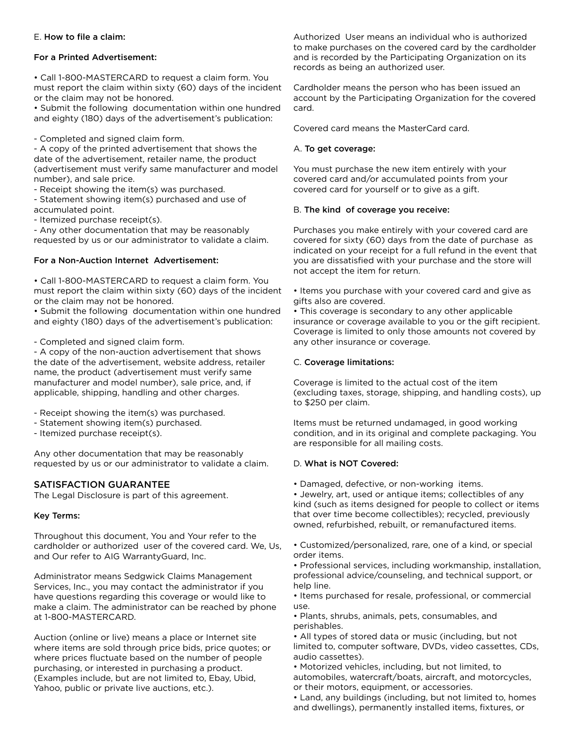E. **How to file a claim:**

**For a Printed Advertisement:**

• Call 1-800-MASTERCARD to request a claim form. You must report the claim within sixty (60) days of the incident or the claim may not be honored.
• Submit the following documentation within one hundred and eighty (180) days of the advertisement's publication:

- Completed and signed claim form.
- A copy of the printed advertisement that shows the date of the advertisement, retailer name, the product (advertisement must verify same manufacturer and model number), and sale price.
- Receipt showing the item(s) was purchased.
- Statement showing item(s) purchased and use of accumulated point.
- Itemized purchase receipt(s).
- Any other documentation that may be reasonably requested by us or our administrator to validate a claim.

**For a Non-Auction Internet Advertisement:**

• Call 1-800-MASTERCARD to request a claim form. You must report the claim within sixty (60) days of the incident or the claim may not be honored.
• Submit the following documentation within one hundred and eighty (180) days of the advertisement's publication:

- Completed and signed claim form.
- A copy of the non-auction advertisement that shows the date of the advertisement, website address, retailer name, the product (advertisement must verify same manufacturer and model number), sale price, and, if applicable, shipping, handling and other charges.

- Receipt showing the item(s) was purchased.
- Statement showing item(s) purchased.
- Itemized purchase receipt(s).

Any other documentation that may be reasonably requested by us or our administrator to validate a claim.

## SATISFACTION GUARANTEE

The Legal Disclosure is part of this agreement.

**Key Terms:**

Throughout this document, You and Your refer to the cardholder or authorized user of the covered card. We, Us, and Our refer to AIG WarrantyGuard, Inc.

Administrator means Sedgwick Claims Management Services, Inc., you may contact the administrator if you have questions regarding this coverage or would like to make a claim. The administrator can be reached by phone at 1-800-MASTERCARD.

Auction (online or live) means a place or Internet site where items are sold through price bids, price quotes; or where prices fluctuate based on the number of people purchasing, or interested in purchasing a product. (Examples include, but are not limited to, Ebay, Ubid, Yahoo, public or private live auctions, etc.).

Authorized User means an individual who is authorized to make purchases on the covered card by the cardholder and is recorded by the Participating Organization on its records as being an authorized user.

Cardholder means the person who has been issued an account by the Participating Organization for the covered card.

Covered card means the MasterCard card.

A. **To get coverage:**

You must purchase the new item entirely with your covered card and/or accumulated points from your covered card for yourself or to give as a gift.

B. **The kind of coverage you receive:**

Purchases you make entirely with your covered card are covered for sixty (60) days from the date of purchase as indicated on your receipt for a full refund in the event that you are dissatisfied with your purchase and the store will not accept the item for return.

• Items you purchase with your covered card and give as gifts also are covered.
• This coverage is secondary to any other applicable insurance or coverage available to you or the gift recipient. Coverage is limited to only those amounts not covered by any other insurance or coverage.

C. **Coverage limitations:**

Coverage is limited to the actual cost of the item (excluding taxes, storage, shipping, and handling costs), up to $250 per claim.

Items must be returned undamaged, in good working condition, and in its original and complete packaging. You are responsible for all mailing costs.

D. **What is NOT Covered:**

• Damaged, defective, or non-working items.
• Jewelry, art, used or antique items; collectibles of any kind (such as items designed for people to collect or items that over time become collectibles); recycled, previously owned, refurbished, rebuilt, or remanufactured items.

• Customized/personalized, rare, one of a kind, or special order items.
• Professional services, including workmanship, installation, professional advice/counseling, and technical support, or help line.
• Items purchased for resale, professional, or commercial use.
• Plants, shrubs, animals, pets, consumables, and perishables.
• All types of stored data or music (including, but not limited to, computer software, DVDs, video cassettes, CDs, audio cassettes).
• Motorized vehicles, including, but not limited, to automobiles, watercraft/boats, aircraft, and motorcycles, or their motors, equipment, or accessories.
• Land, any buildings (including, but not limited to, homes and dwellings), permanently installed items, fixtures, or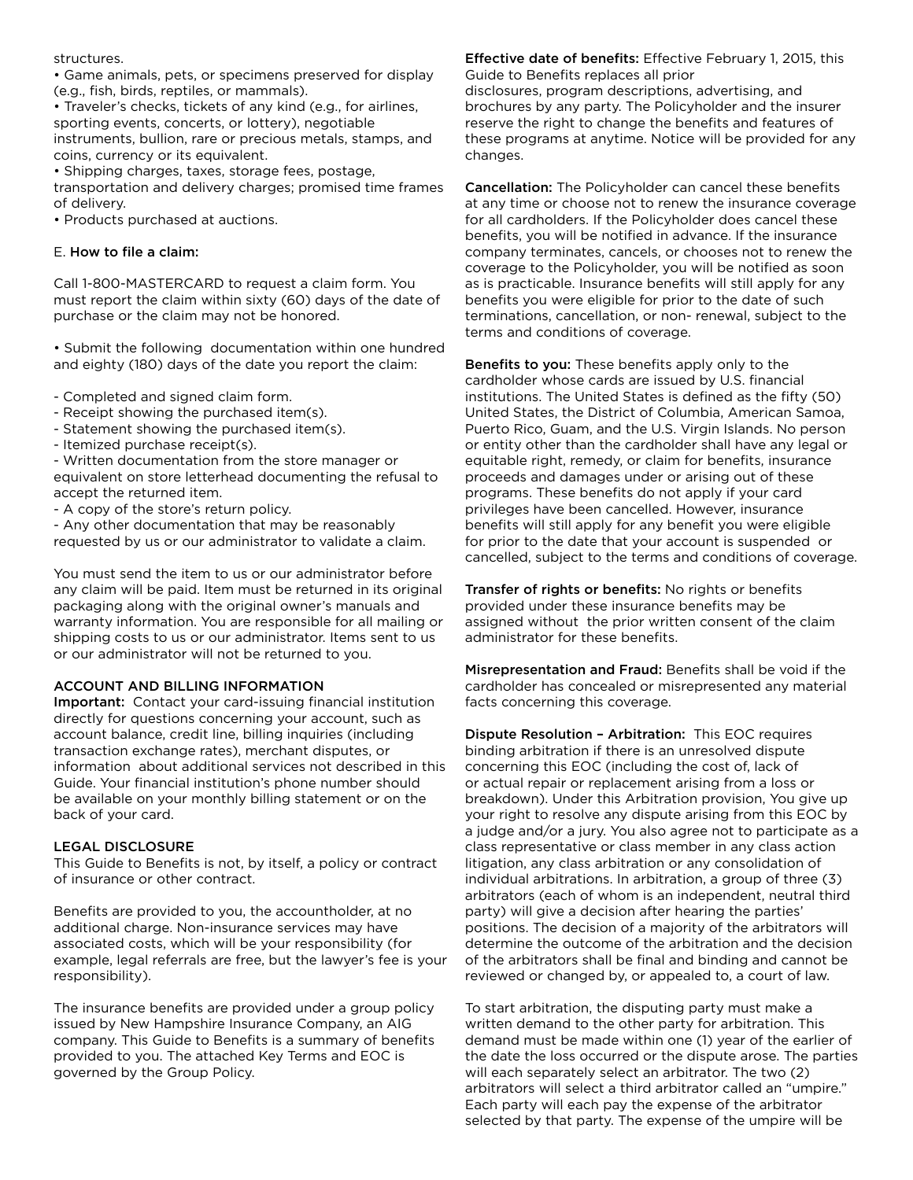structures.

- Game animals, pets, or specimens preserved for display (e.g., fish, birds, reptiles, or mammals).
- Traveler's checks, tickets of any kind (e.g., for airlines, sporting events, concerts, or lottery), negotiable instruments, bullion, rare or precious metals, stamps, and coins, currency or its equivalent.
- Shipping charges, taxes, storage fees, postage, transportation and delivery charges; promised time frames of delivery.
- Products purchased at auctions.

E. **How to file a claim:**

Call 1-800-MASTERCARD to request a claim form. You must report the claim within sixty (60) days of the date of purchase or the claim may not be honored.

- Submit the following documentation within one hundred and eighty (180) days of the date you report the claim:

- Completed and signed claim form.
- Receipt showing the purchased item(s).
- Statement showing the purchased item(s).
- Itemized purchase receipt(s).
- Written documentation from the store manager or equivalent on store letterhead documenting the refusal to accept the returned item.
- A copy of the store's return policy.
- Any other documentation that may be reasonably requested by us or our administrator to validate a claim.

You must send the item to us or our administrator before any claim will be paid. Item must be returned in its original packaging along with the original owner's manuals and warranty information. You are responsible for all mailing or shipping costs to us or our administrator. Items sent to us or our administrator will not be returned to you.

## ACCOUNT AND BILLING INFORMATION

**Important:** Contact your card-issuing financial institution directly for questions concerning your account, such as account balance, credit line, billing inquiries (including transaction exchange rates), merchant disputes, or information about additional services not described in this Guide. Your financial institution's phone number should be available on your monthly billing statement or on the back of your card.

## LEGAL DISCLOSURE

This Guide to Benefits is not, by itself, a policy or contract of insurance or other contract.

Benefits are provided to you, the accountholder, at no additional charge. Non-insurance services may have associated costs, which will be your responsibility (for example, legal referrals are free, but the lawyer's fee is your responsibility).

The insurance benefits are provided under a group policy issued by New Hampshire Insurance Company, an AIG company. This Guide to Benefits is a summary of benefits provided to you. The attached Key Terms and EOC is governed by the Group Policy.

**Effective date of benefits:** Effective February 1, 2015, this Guide to Benefits replaces all prior disclosures, program descriptions, advertising, and brochures by any party. The Policyholder and the insurer reserve the right to change the benefits and features of these programs at anytime. Notice will be provided for any changes.

**Cancellation:** The Policyholder can cancel these benefits at any time or choose not to renew the insurance coverage for all cardholders. If the Policyholder does cancel these benefits, you will be notified in advance. If the insurance company terminates, cancels, or chooses not to renew the coverage to the Policyholder, you will be notified as soon as is practicable. Insurance benefits will still apply for any benefits you were eligible for prior to the date of such terminations, cancellation, or non- renewal, subject to the terms and conditions of coverage.

**Benefits to you:** These benefits apply only to the cardholder whose cards are issued by U.S. financial institutions. The United States is defined as the fifty (50) United States, the District of Columbia, American Samoa, Puerto Rico, Guam, and the U.S. Virgin Islands. No person or entity other than the cardholder shall have any legal or equitable right, remedy, or claim for benefits, insurance proceeds and damages under or arising out of these programs. These benefits do not apply if your card privileges have been cancelled. However, insurance benefits will still apply for any benefit you were eligible for prior to the date that your account is suspended or cancelled, subject to the terms and conditions of coverage.

**Transfer of rights or benefits:** No rights or benefits provided under these insurance benefits may be assigned without the prior written consent of the claim administrator for these benefits.

**Misrepresentation and Fraud:** Benefits shall be void if the cardholder has concealed or misrepresented any material facts concerning this coverage.

**Dispute Resolution – Arbitration:** This EOC requires binding arbitration if there is an unresolved dispute concerning this EOC (including the cost of, lack of or actual repair or replacement arising from a loss or breakdown). Under this Arbitration provision, You give up your right to resolve any dispute arising from this EOC by a judge and/or a jury. You also agree not to participate as a class representative or class member in any class action litigation, any class arbitration or any consolidation of individual arbitrations. In arbitration, a group of three (3) arbitrators (each of whom is an independent, neutral third party) will give a decision after hearing the parties' positions. The decision of a majority of the arbitrators will determine the outcome of the arbitration and the decision of the arbitrators shall be final and binding and cannot be reviewed or changed by, or appealed to, a court of law.

To start arbitration, the disputing party must make a written demand to the other party for arbitration. This demand must be made within one (1) year of the earlier of the date the loss occurred or the dispute arose. The parties will each separately select an arbitrator. The two (2) arbitrators will select a third arbitrator called an "umpire." Each party will each pay the expense of the arbitrator selected by that party. The expense of the umpire will be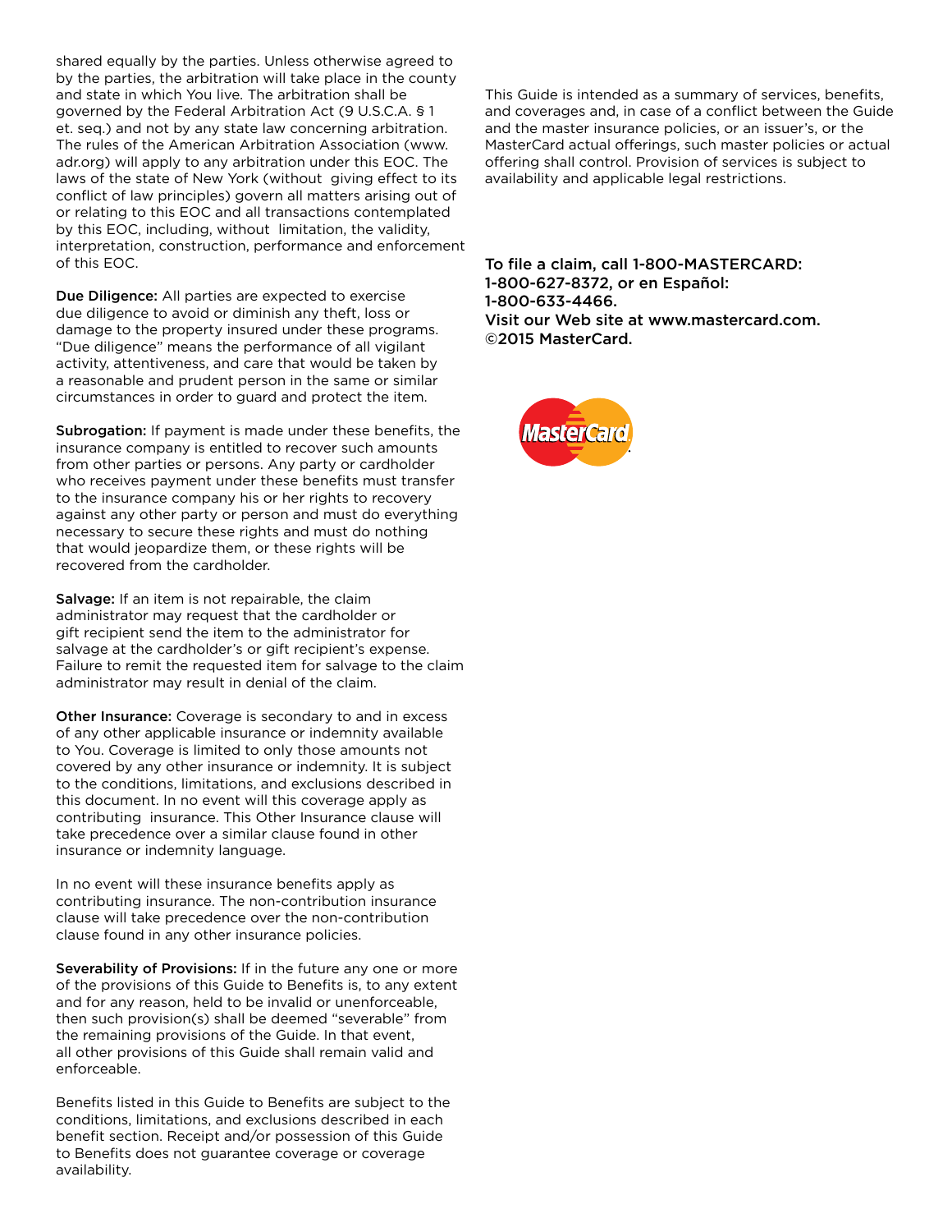shared equally by the parties. Unless otherwise agreed to by the parties, the arbitration will take place in the county and state in which You live. The arbitration shall be governed by the Federal Arbitration Act (9 U.S.C.A. § 1 et. seq.) and not by any state law concerning arbitration. The rules of the American Arbitration Association (www.adr.org) will apply to any arbitration under this EOC. The laws of the state of New York (without giving effect to its conflict of law principles) govern all matters arising out of or relating to this EOC and all transactions contemplated by this EOC, including, without limitation, the validity, interpretation, construction, performance and enforcement of this EOC.

**Due Diligence:** All parties are expected to exercise due diligence to avoid or diminish any theft, loss or damage to the property insured under these programs. "Due diligence" means the performance of all vigilant activity, attentiveness, and care that would be taken by a reasonable and prudent person in the same or similar circumstances in order to guard and protect the item.

**Subrogation:** If payment is made under these benefits, the insurance company is entitled to recover such amounts from other parties or persons. Any party or cardholder who receives payment under these benefits must transfer to the insurance company his or her rights to recovery against any other party or person and must do everything necessary to secure these rights and must do nothing that would jeopardize them, or these rights will be recovered from the cardholder.

**Salvage:** If an item is not repairable, the claim administrator may request that the cardholder or gift recipient send the item to the administrator for salvage at the cardholder's or gift recipient's expense. Failure to remit the requested item for salvage to the claim administrator may result in denial of the claim.

**Other Insurance:** Coverage is secondary to and in excess of any other applicable insurance or indemnity available to You. Coverage is limited to only those amounts not covered by any other insurance or indemnity. It is subject to the conditions, limitations, and exclusions described in this document. In no event will this coverage apply as contributing insurance. This Other Insurance clause will take precedence over a similar clause found in other insurance or indemnity language.

In no event will these insurance benefits apply as contributing insurance. The non-contribution insurance clause will take precedence over the non-contribution clause found in any other insurance policies.

**Severability of Provisions:** If in the future any one or more of the provisions of this Guide to Benefits is, to any extent and for any reason, held to be invalid or unenforceable, then such provision(s) shall be deemed "severable" from the remaining provisions of the Guide. In that event, all other provisions of this Guide shall remain valid and enforceable.

Benefits listed in this Guide to Benefits are subject to the conditions, limitations, and exclusions described in each benefit section. Receipt and/or possession of this Guide to Benefits does not guarantee coverage or coverage availability.

This Guide is intended as a summary of services, benefits, and coverages and, in case of a conflict between the Guide and the master insurance policies, or an issuer's, or the MasterCard actual offerings, such master policies or actual offering shall control. Provision of services is subject to availability and applicable legal restrictions.

To file a claim, call 1-800-MASTERCARD: 1-800-627-8372, or en Español: 1-800-633-4466.
Visit our Web site at www.mastercard.com.
©2015 MasterCard.

MasterCard